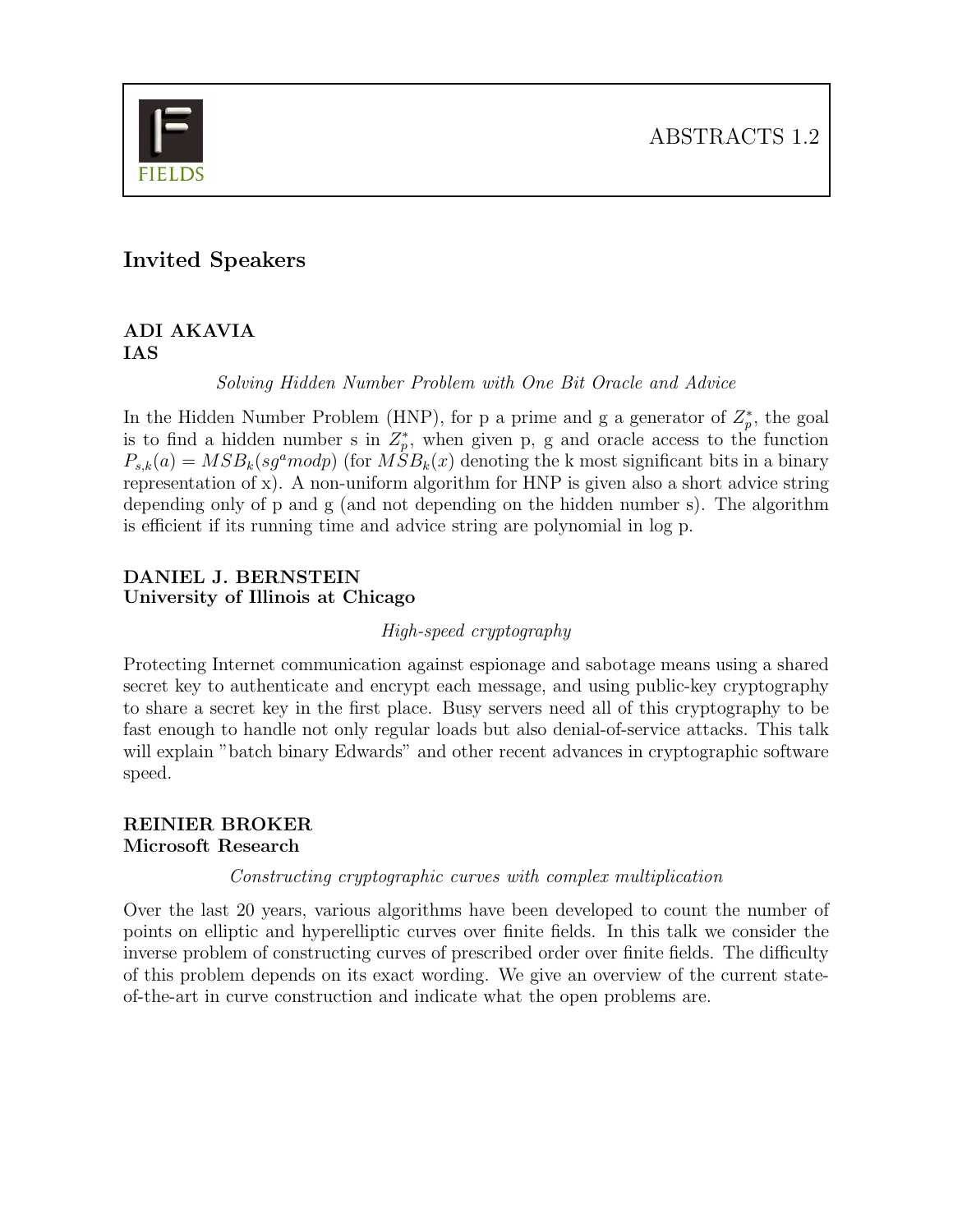ABSTRACTS 1.2

## Invited Speakers

### ADI AKAVIA
### IAS

*Solving Hidden Number Problem with One Bit Oracle and Advice*

In the Hidden Number Problem (HNP), for p a prime and g a generator of $Z_p^*$, the goal is to find a hidden number s in $Z_p^*$, when given p, g and oracle access to the function $P_{s,k}(a) = MSB_k(sg^a mod p)$ (for $MSB_k(x)$ denoting the k most significant bits in a binary representation of x). A non-uniform algorithm for HNP is given also a short advice string depending only of p and g (and not depending on the hidden number s). The algorithm is efficient if its running time and advice string are polynomial in log p.

### DANIEL J. BERNSTEIN
### University of Illinois at Chicago

*High-speed cryptography*

Protecting Internet communication against espionage and sabotage means using a shared secret key to authenticate and encrypt each message, and using public-key cryptography to share a secret key in the first place. Busy servers need all of this cryptography to be fast enough to handle not only regular loads but also denial-of-service attacks. This talk will explain "batch binary Edwards" and other recent advances in cryptographic software speed.

### REINIER BROKER
### Microsoft Research

*Constructing cryptographic curves with complex multiplication*

Over the last 20 years, various algorithms have been developed to count the number of points on elliptic and hyperelliptic curves over finite fields. In this talk we consider the inverse problem of constructing curves of prescribed order over finite fields. The difficulty of this problem depends on its exact wording. We give an overview of the current state-of-the-art in curve construction and indicate what the open problems are.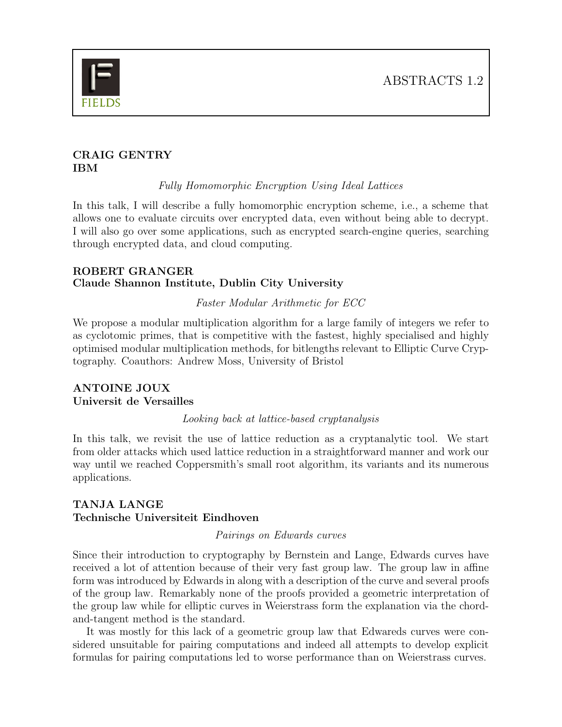**CRAIG GENTRY**
**IBM**

*Fully Homomorphic Encryption Using Ideal Lattices*

In this talk, I will describe a fully homomorphic encryption scheme, i.e., a scheme that allows one to evaluate circuits over encrypted data, even without being able to decrypt. I will also go over some applications, such as encrypted search-engine queries, searching through encrypted data, and cloud computing.

**ROBERT GRANGER**
**Claude Shannon Institute, Dublin City University**

*Faster Modular Arithmetic for ECC*

We propose a modular multiplication algorithm for a large family of integers we refer to as cyclotomic primes, that is competitive with the fastest, highly specialised and highly optimised modular multiplication methods, for bitlengths relevant to Elliptic Curve Cryptography. Coauthors: Andrew Moss, University of Bristol

**ANTOINE JOUX**
**Universit de Versailles**

*Looking back at lattice-based cryptanalysis*

In this talk, we revisit the use of lattice reduction as a cryptanalytic tool. We start from older attacks which used lattice reduction in a straightforward manner and work our way until we reached Coppersmith's small root algorithm, its variants and its numerous applications.

**TANJA LANGE**
**Technische Universiteit Eindhoven**

*Pairings on Edwards curves*

Since their introduction to cryptography by Bernstein and Lange, Edwards curves have received a lot of attention because of their very fast group law. The group law in affine form was introduced by Edwards in along with a description of the curve and several proofs of the group law. Remarkably none of the proofs provided a geometric interpretation of the group law while for elliptic curves in Weierstrass form the explanation via the chord-and-tangent method is the standard.

It was mostly for this lack of a geometric group law that Edwareds curves were considered unsuitable for pairing computations and indeed all attempts to develop explicit formulas for pairing computations led to worse performance than on Weierstrass curves.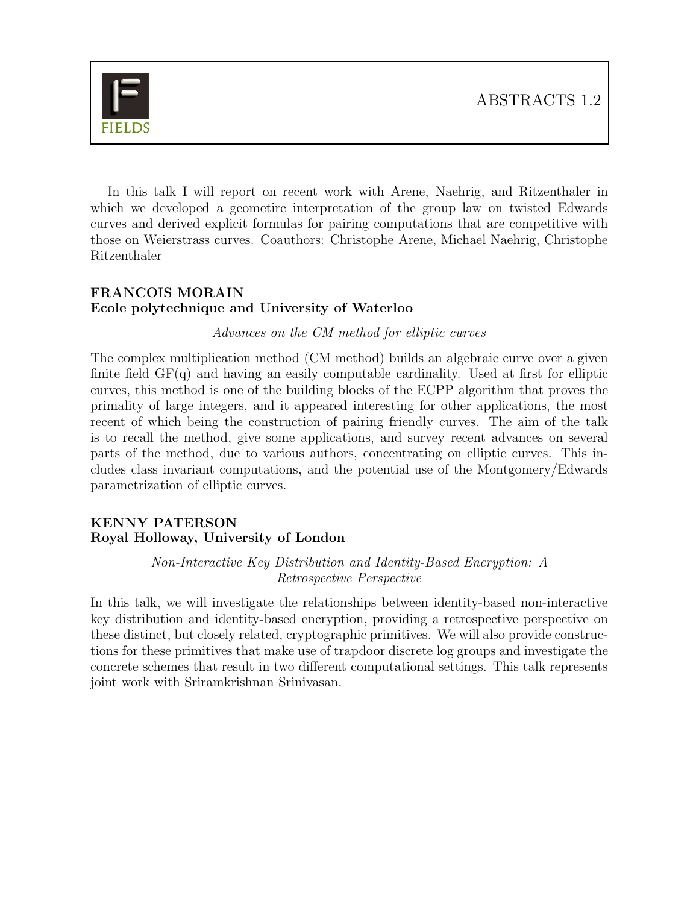In this talk I will report on recent work with Arene, Naehrig, and Ritzenthaler in which we developed a geometirc interpretation of the group law on twisted Edwards curves and derived explicit formulas for pairing computations that are competitive with those on Weierstrass curves. Coauthors: Christophe Arene, Michael Naehrig, Christophe Ritzenthaler

**FRANCOIS MORAIN**
**Ecole polytechnique and University of Waterloo**

*Advances on the CM method for elliptic curves*

The complex multiplication method (CM method) builds an algebraic curve over a given finite field GF(q) and having an easily computable cardinality. Used at first for elliptic curves, this method is one of the building blocks of the ECPP algorithm that proves the primality of large integers, and it appeared interesting for other applications, the most recent of which being the construction of pairing friendly curves. The aim of the talk is to recall the method, give some applications, and survey recent advances on several parts of the method, due to various authors, concentrating on elliptic curves. This includes class invariant computations, and the potential use of the Montgomery/Edwards parametrization of elliptic curves.

**KENNY PATERSON**
**Royal Holloway, University of London**

*Non-Interactive Key Distribution and Identity-Based Encryption: A Retrospective Perspective*

In this talk, we will investigate the relationships between identity-based non-interactive key distribution and identity-based encryption, providing a retrospective perspective on these distinct, but closely related, cryptographic primitives. We will also provide constructions for these primitives that make use of trapdoor discrete log groups and investigate the concrete schemes that result in two different computational settings. This talk represents joint work with Sriramkrishnan Srinivasan.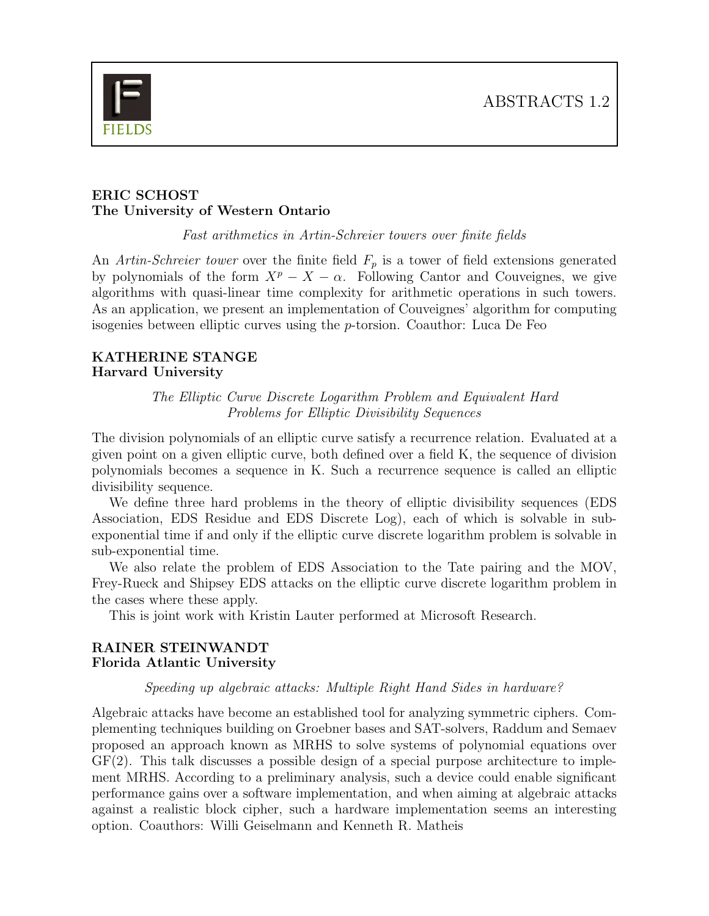**ERIC SCHOST**
**The University of Western Ontario**

*Fast arithmetics in Artin-Schreier towers over finite fields*

An *Artin-Schreier tower* over the finite field $F_p$ is a tower of field extensions generated by polynomials of the form $X^p - X - \alpha$. Following Cantor and Couveignes, we give algorithms with quasi-linear time complexity for arithmetic operations in such towers. As an application, we present an implementation of Couveignes' algorithm for computing isogenies between elliptic curves using the $p$-torsion. Coauthor: Luca De Feo

**KATHERINE STANGE**
**Harvard University**

*The Elliptic Curve Discrete Logarithm Problem and Equivalent Hard Problems for Elliptic Divisibility Sequences*

The division polynomials of an elliptic curve satisfy a recurrence relation. Evaluated at a given point on a given elliptic curve, both defined over a field K, the sequence of division polynomials becomes a sequence in K. Such a recurrence sequence is called an elliptic divisibility sequence.

We define three hard problems in the theory of elliptic divisibility sequences (EDS Association, EDS Residue and EDS Discrete Log), each of which is solvable in sub-exponential time if and only if the elliptic curve discrete logarithm problem is solvable in sub-exponential time.

We also relate the problem of EDS Association to the Tate pairing and the MOV, Frey-Rueck and Shipsey EDS attacks on the elliptic curve discrete logarithm problem in the cases where these apply.

This is joint work with Kristin Lauter performed at Microsoft Research.

**RAINER STEINWANDT**
**Florida Atlantic University**

*Speeding up algebraic attacks: Multiple Right Hand Sides in hardware?*

Algebraic attacks have become an established tool for analyzing symmetric ciphers. Complementing techniques building on Groebner bases and SAT-solvers, Raddum and Semaev proposed an approach known as MRHS to solve systems of polynomial equations over GF(2). This talk discusses a possible design of a special purpose architecture to implement MRHS. According to a preliminary analysis, such a device could enable significant performance gains over a software implementation, and when aiming at algebraic attacks against a realistic block cipher, such a hardware implementation seems an interesting option. Coauthors: Willi Geiselmann and Kenneth R. Matheis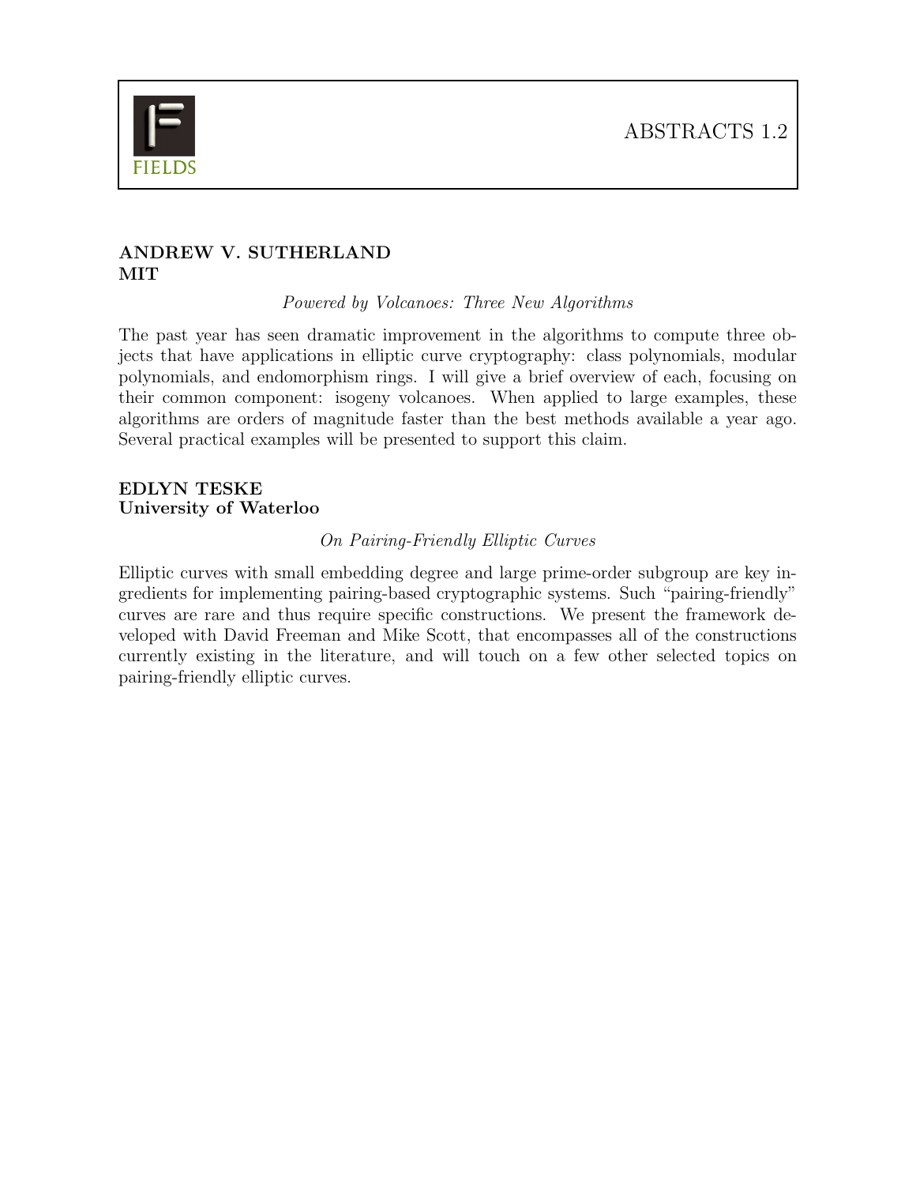**ANDREW V. SUTHERLAND**
**MIT**

*Powered by Volcanoes: Three New Algorithms*

The past year has seen dramatic improvement in the algorithms to compute three objects that have applications in elliptic curve cryptography: class polynomials, modular polynomials, and endomorphism rings. I will give a brief overview of each, focusing on their common component: isogeny volcanoes. When applied to large examples, these algorithms are orders of magnitude faster than the best methods available a year ago. Several practical examples will be presented to support this claim.

**EDLYN TESKE**
**University of Waterloo**

*On Pairing-Friendly Elliptic Curves*

Elliptic curves with small embedding degree and large prime-order subgroup are key ingredients for implementing pairing-based cryptographic systems. Such "pairing-friendly" curves are rare and thus require specific constructions. We present the framework developed with David Freeman and Mike Scott, that encompasses all of the constructions currently existing in the literature, and will touch on a few other selected topics on pairing-friendly elliptic curves.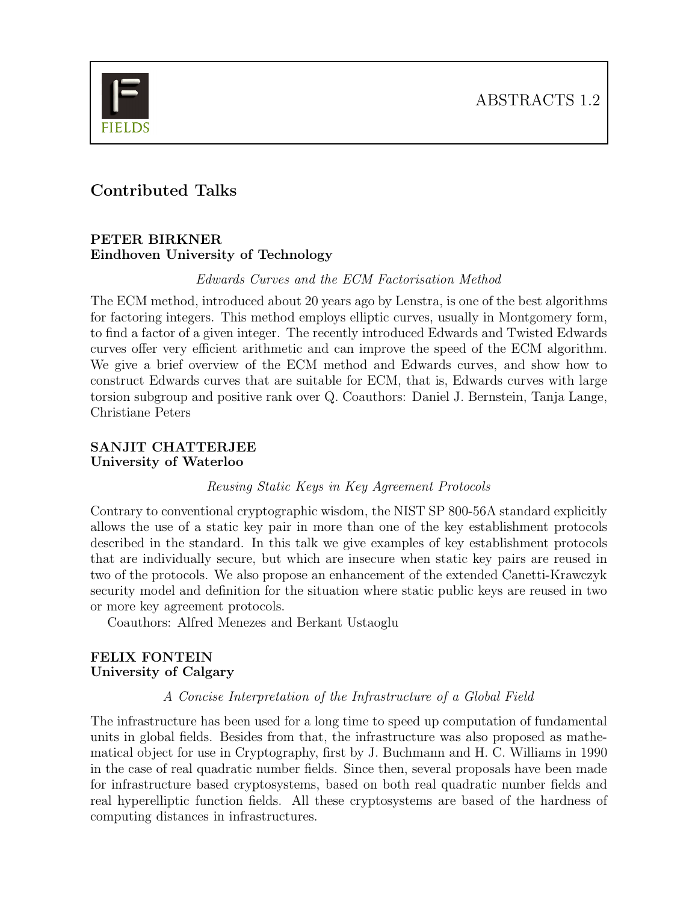## Contributed Talks

**PETER BIRKNER**
**Eindhoven University of Technology**

*Edwards Curves and the ECM Factorisation Method*

The ECM method, introduced about 20 years ago by Lenstra, is one of the best algorithms for factoring integers. This method employs elliptic curves, usually in Montgomery form, to find a factor of a given integer. The recently introduced Edwards and Twisted Edwards curves offer very efficient arithmetic and can improve the speed of the ECM algorithm. We give a brief overview of the ECM method and Edwards curves, and show how to construct Edwards curves that are suitable for ECM, that is, Edwards curves with large torsion subgroup and positive rank over Q. Coauthors: Daniel J. Bernstein, Tanja Lange, Christiane Peters

**SANJIT CHATTERJEE**
**University of Waterloo**

*Reusing Static Keys in Key Agreement Protocols*

Contrary to conventional cryptographic wisdom, the NIST SP 800-56A standard explicitly allows the use of a static key pair in more than one of the key establishment protocols described in the standard. In this talk we give examples of key establishment protocols that are individually secure, but which are insecure when static key pairs are reused in two of the protocols. We also propose an enhancement of the extended Canetti-Krawczyk security model and definition for the situation where static public keys are reused in two or more key agreement protocols.

Coauthors: Alfred Menezes and Berkant Ustaoglu

**FELIX FONTEIN**
**University of Calgary**

*A Concise Interpretation of the Infrastructure of a Global Field*

The infrastructure has been used for a long time to speed up computation of fundamental units in global fields. Besides from that, the infrastructure was also proposed as mathematical object for use in Cryptography, first by J. Buchmann and H. C. Williams in 1990 in the case of real quadratic number fields. Since then, several proposals have been made for infrastructure based cryptosystems, based on both real quadratic number fields and real hyperelliptic function fields. All these cryptosystems are based of the hardness of computing distances in infrastructures.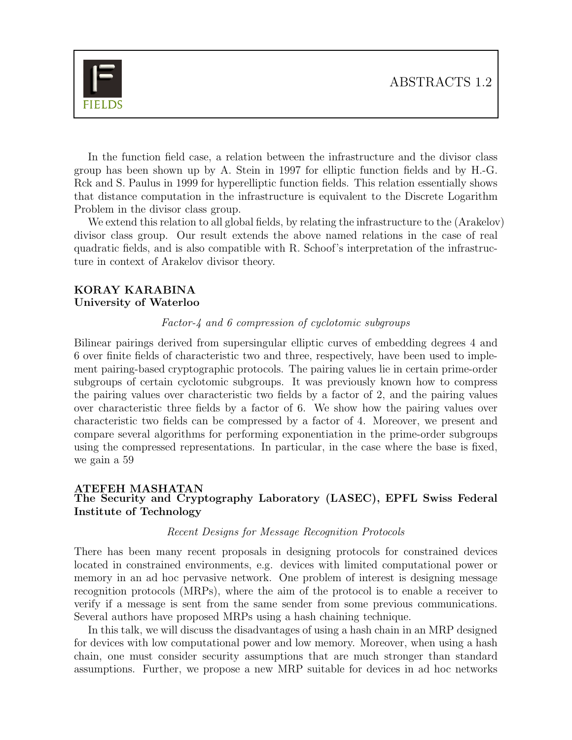In the function field case, a relation between the infrastructure and the divisor class group has been shown up by A. Stein in 1997 for elliptic function fields and by H.-G. Rck and S. Paulus in 1999 for hyperelliptic function fields. This relation essentially shows that distance computation in the infrastructure is equivalent to the Discrete Logarithm Problem in the divisor class group.

We extend this relation to all global fields, by relating the infrastructure to the (Arakelov) divisor class group. Our result extends the above named relations in the case of real quadratic fields, and is also compatible with R. Schoof's interpretation of the infrastructure in context of Arakelov divisor theory.

**KORAY KARABINA**
**University of Waterloo**

*Factor-4 and 6 compression of cyclotomic subgroups*

Bilinear pairings derived from supersingular elliptic curves of embedding degrees 4 and 6 over finite fields of characteristic two and three, respectively, have been used to implement pairing-based cryptographic protocols. The pairing values lie in certain prime-order subgroups of certain cyclotomic subgroups. It was previously known how to compress the pairing values over characteristic two fields by a factor of 2, and the pairing values over characteristic three fields by a factor of 6. We show how the pairing values over characteristic two fields can be compressed by a factor of 4. Moreover, we present and compare several algorithms for performing exponentiation in the prime-order subgroups using the compressed representations. In particular, in the case where the base is fixed, we gain a 59

**ATEFEH MASHATAN**
**The Security and Cryptography Laboratory (LASEC), EPFL Swiss Federal Institute of Technology**

*Recent Designs for Message Recognition Protocols*

There has been many recent proposals in designing protocols for constrained devices located in constrained environments, e.g. devices with limited computational power or memory in an ad hoc pervasive network. One problem of interest is designing message recognition protocols (MRPs), where the aim of the protocol is to enable a receiver to verify if a message is sent from the same sender from some previous communications. Several authors have proposed MRPs using a hash chaining technique.

In this talk, we will discuss the disadvantages of using a hash chain in an MRP designed for devices with low computational power and low memory. Moreover, when using a hash chain, one must consider security assumptions that are much stronger than standard assumptions. Further, we propose a new MRP suitable for devices in ad hoc networks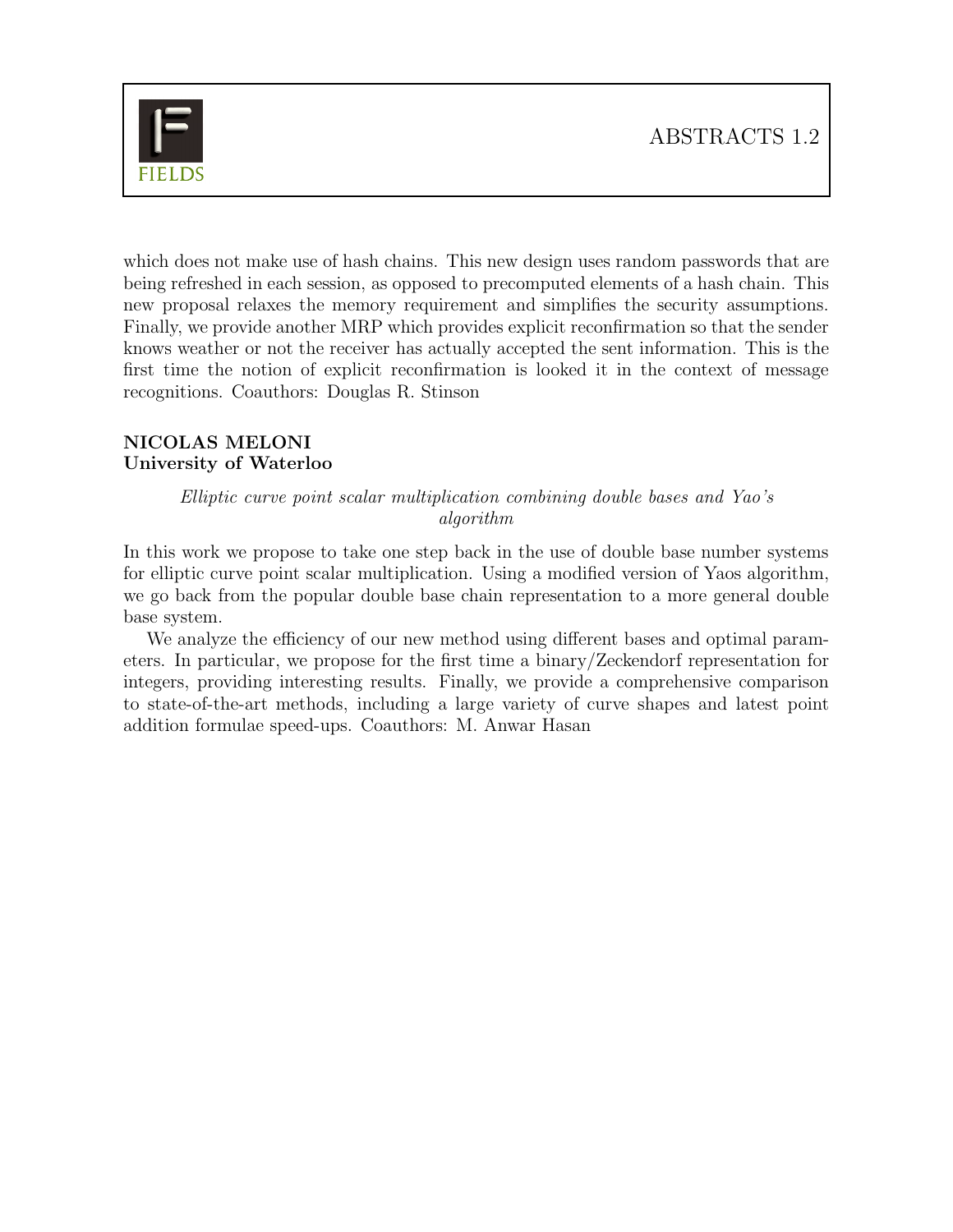which does not make use of hash chains. This new design uses random passwords that are being refreshed in each session, as opposed to precomputed elements of a hash chain. This new proposal relaxes the memory requirement and simplifies the security assumptions. Finally, we provide another MRP which provides explicit reconfirmation so that the sender knows weather or not the receiver has actually accepted the sent information. This is the first time the notion of explicit reconfirmation is looked it in the context of message recognitions. Coauthors: Douglas R. Stinson

**NICOLAS MELONI**
**University of Waterloo**

*Elliptic curve point scalar multiplication combining double bases and Yao's algorithm*

In this work we propose to take one step back in the use of double base number systems for elliptic curve point scalar multiplication. Using a modified version of Yaos algorithm, we go back from the popular double base chain representation to a more general double base system.

We analyze the efficiency of our new method using different bases and optimal parameters. In particular, we propose for the first time a binary/Zeckendorf representation for integers, providing interesting results. Finally, we provide a comprehensive comparison to state-of-the-art methods, including a large variety of curve shapes and latest point addition formulae speed-ups. Coauthors: M. Anwar Hasan